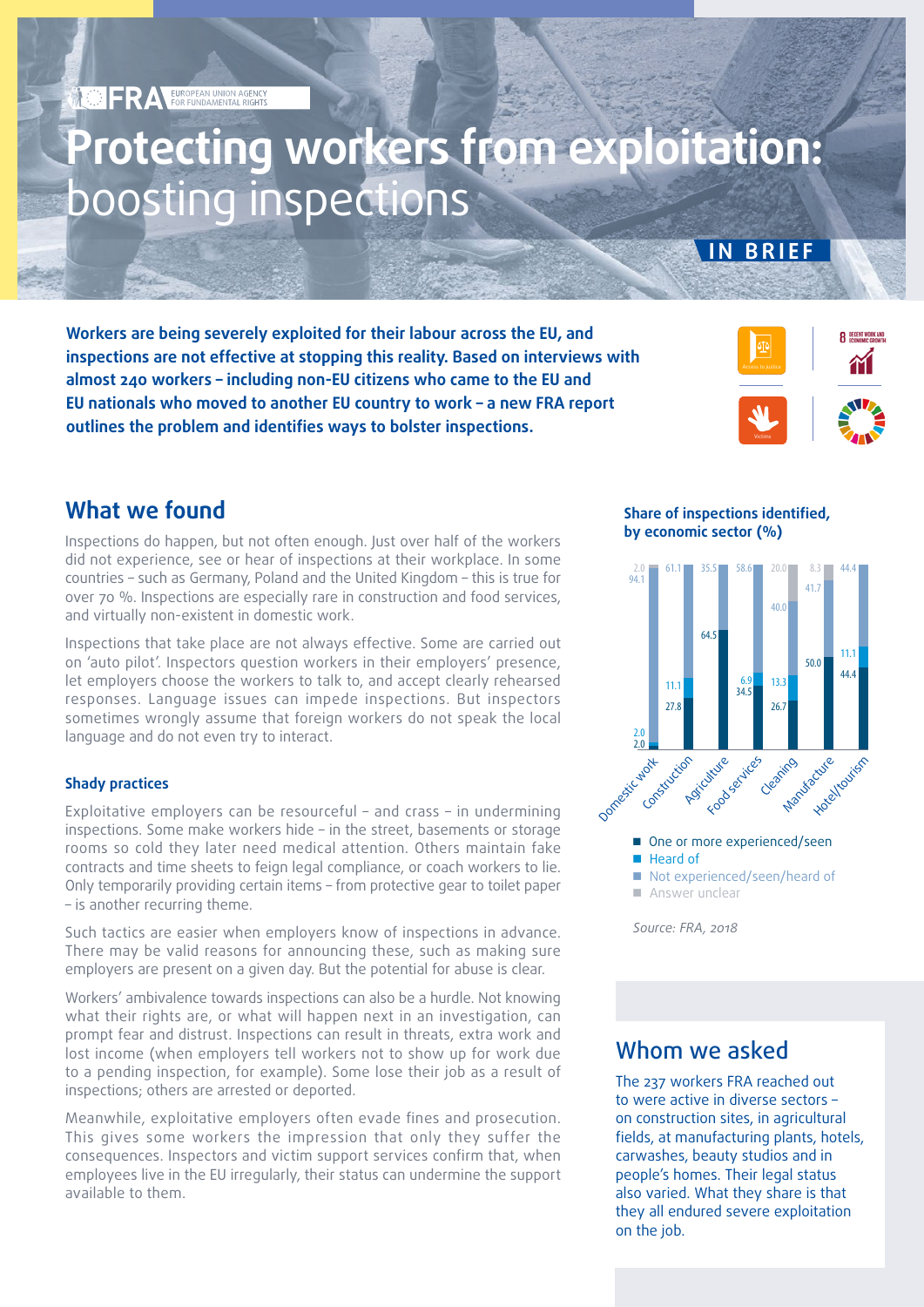FRA — EUROPEAN UNION AGENCY FOR FUNDAMENTAL RIGHTS

# Protecting workers from exploitation: boosting inspections

IN BRIEF

**Workers are being severely exploited for their labour across the EU, and inspections are not effective at stopping this reality. Based on interviews with almost 240 workers – including non-EU citizens who came to the EU and EU nationals who moved to another EU country to work – a new FRA report outlines the problem and identifies ways to bolster inspections.**

## What we found

Inspections do happen, but not often enough. Just over half of the workers did not experience, see or hear of inspections at their workplace. In some countries – such as Germany, Poland and the United Kingdom – this is true for over 70 %. Inspections are especially rare in construction and food services, and virtually non-existent in domestic work.

Inspections that take place are not always effective. Some are carried out on 'auto pilot'. Inspectors question workers in their employers' presence, let employers choose the workers to talk to, and accept clearly rehearsed responses. Language issues can impede inspections. But inspectors sometimes wrongly assume that foreign workers do not speak the local language and do not even try to interact.

### Shady practices

Exploitative employers can be resourceful – and crass – in undermining inspections. Some make workers hide – in the street, basements or storage rooms so cold they later need medical attention. Others maintain fake contracts and time sheets to feign legal compliance, or coach workers to lie. Only temporarily providing certain items – from protective gear to toilet paper – is another recurring theme.

Such tactics are easier when employers know of inspections in advance. There may be valid reasons for announcing these, such as making sure employers are present on a given day. But the potential for abuse is clear.

Workers' ambivalence towards inspections can also be a hurdle. Not knowing what their rights are, or what will happen next in an investigation, can prompt fear and distrust. Inspections can result in threats, extra work and lost income (when employers tell workers not to show up for work due to a pending inspection, for example). Some lose their job as a result of inspections; others are arrested or deported.

Meanwhile, exploitative employers often evade fines and prosecution. This gives some workers the impression that only they suffer the consequences. Inspectors and victim support services confirm that, when employees live in the EU irregularly, their status can undermine the support available to them.

**Share of inspections identified, by economic sector (%)**

| Sector | One or more experienced/seen | Heard of | Not experienced/seen/heard of | Answer unclear |
|---|---|---|---|---|
| Domestic work | 2.0 | 2.0 | 94.1 | 2.0 |
| Construction | 27.8 | 11.1 | 61.1 | |
| Agriculture | 64.5 | | 35.5 | |
| Food services | 34.5 | 6.9 | 58.6 | |
| Cleaning | 26.7 | 13.3 | 40.0 | 20.0 |
| Manufacture | 50.0 | | 41.7 | 8.3 |
| Hotel/tourism | 44.4 | 11.1 | 44.4 | |

*Source: FRA, 2018*

## Whom we asked

The 237 workers FRA reached out to were active in diverse sectors – on construction sites, in agricultural fields, at manufacturing plants, hotels, carwashes, beauty studios and in people's homes. Their legal status also varied. What they share is that they all endured severe exploitation on the job.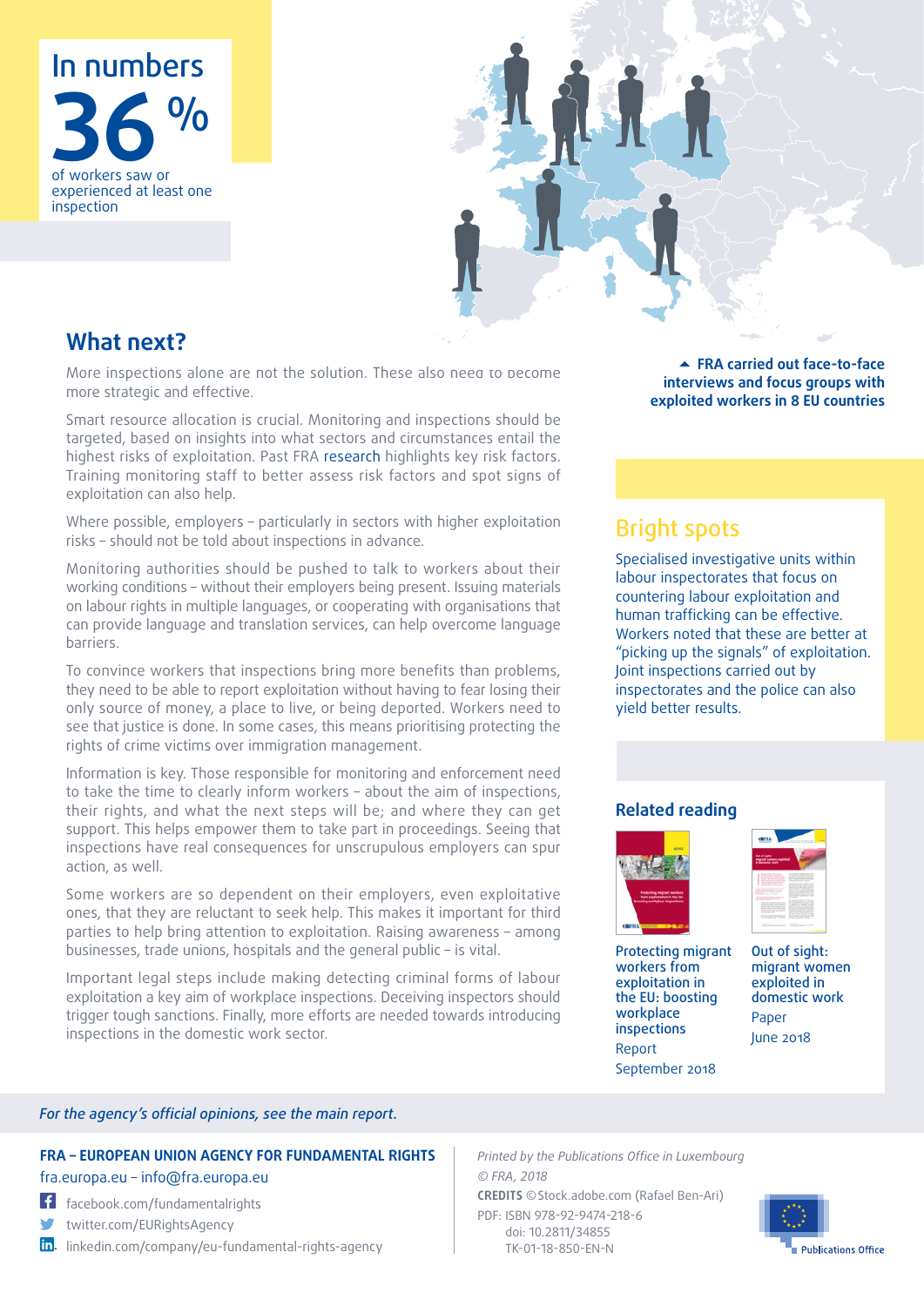## In numbers

**36 %**

of workers saw or experienced at least one inspection

▲ FRA carried out face-to-face interviews and focus groups with exploited workers in 8 EU countries

## What next?

More inspections alone are not the solution. These also need to become more strategic and effective.

Smart resource allocation is crucial. Monitoring and inspections should be targeted, based on insights into what sectors and circumstances entail the highest risks of exploitation. Past FRA research highlights key risk factors. Training monitoring staff to better assess risk factors and spot signs of exploitation can also help.

Where possible, employers – particularly in sectors with higher exploitation risks – should not be told about inspections in advance.

Monitoring authorities should be pushed to talk to workers about their working conditions – without their employers being present. Issuing materials on labour rights in multiple languages, or cooperating with organisations that can provide language and translation services, can help overcome language barriers.

To convince workers that inspections bring more benefits than problems, they need to be able to report exploitation without having to fear losing their only source of money, a place to live, or being deported. Workers need to see that justice is done. In some cases, this means prioritising protecting the rights of crime victims over immigration management.

Information is key. Those responsible for monitoring and enforcement need to take the time to clearly inform workers – about the aim of inspections, their rights, and what the next steps will be; and when they can get support. This helps empower them to take part in proceedings. Seeing that inspections have real consequences for unscrupulous employers can spur action, as well.

Some workers are so dependent on their employers, even exploitative ones, that they are reluctant to seek help. This makes it important for third parties to help bring attention to exploitation. Raising awareness – among businesses, trade unions, hospitals and the general public – is vital.

Important legal steps include making detecting criminal forms of labour exploitation a key aim of workplace inspections. Deceiving inspectors should trigger tough sanctions. Finally, more efforts are needed towards introducing inspections in the domestic work sector.

## Bright spots

Specialised investigative units within labour inspectorates that focus on countering labour exploitation and human trafficking can be effective. Workers noted that these are better at "picking up the signals" of exploitation. Joint inspections carried out by inspectorates and the police can also yield better results.

## Related reading

**Protecting migrant workers from exploitation in the EU: boosting workplace inspections**
Report
September 2018

**Out of sight: migrant women exploited in domestic work**
Paper
June 2018

*For the agency's official opinions, see the main report.*

**FRA – EUROPEAN UNION AGENCY FOR FUNDAMENTAL RIGHTS**
fra.europa.eu – info@fra.europa.eu
facebook.com/fundamentalrights
twitter.com/EURightsAgency
linkedin.com/company/eu-fundamental-rights-agency

*Printed by the Publications Office in Luxembourg*
*© FRA, 2018*
**CREDITS** ©Stock.adobe.com (Rafael Ben-Ari)
PDF: ISBN 978-92-9474-218-6
doi: 10.2811/34855
TK-01-18-850-EN-N

Publications Office